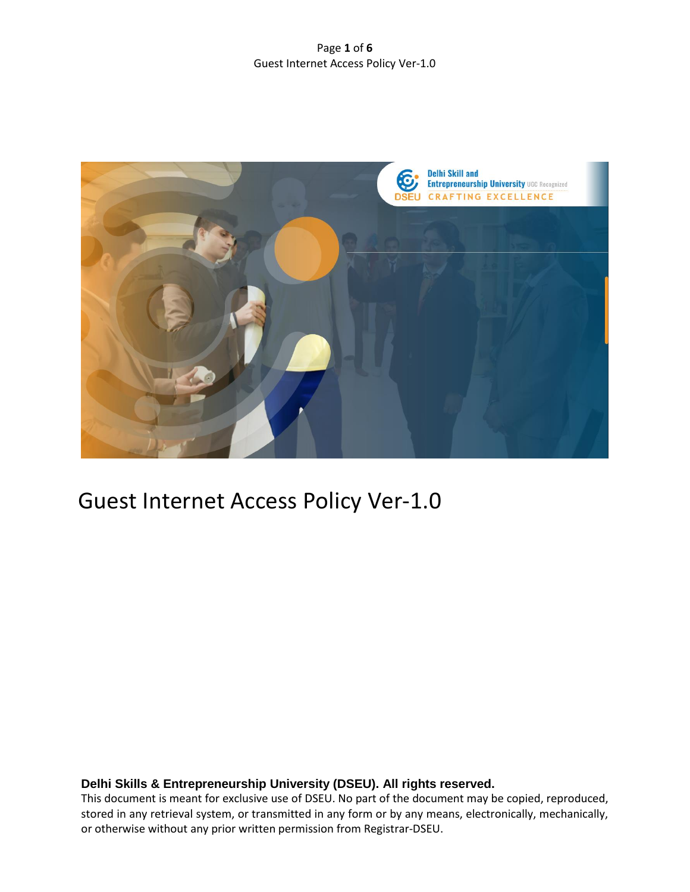# Guest Internet Access Policy Ver-1.0

**Delhi Skills & Entrepreneurship University (DSEU). All rights reserved.**

This document is meant for exclusive use of DSEU. No part of the document may be copied, reproduced, stored in any retrieval system, or transmitted in any form or by any means, electronically, mechanically, or otherwise without any prior written permission from Registrar-DSEU.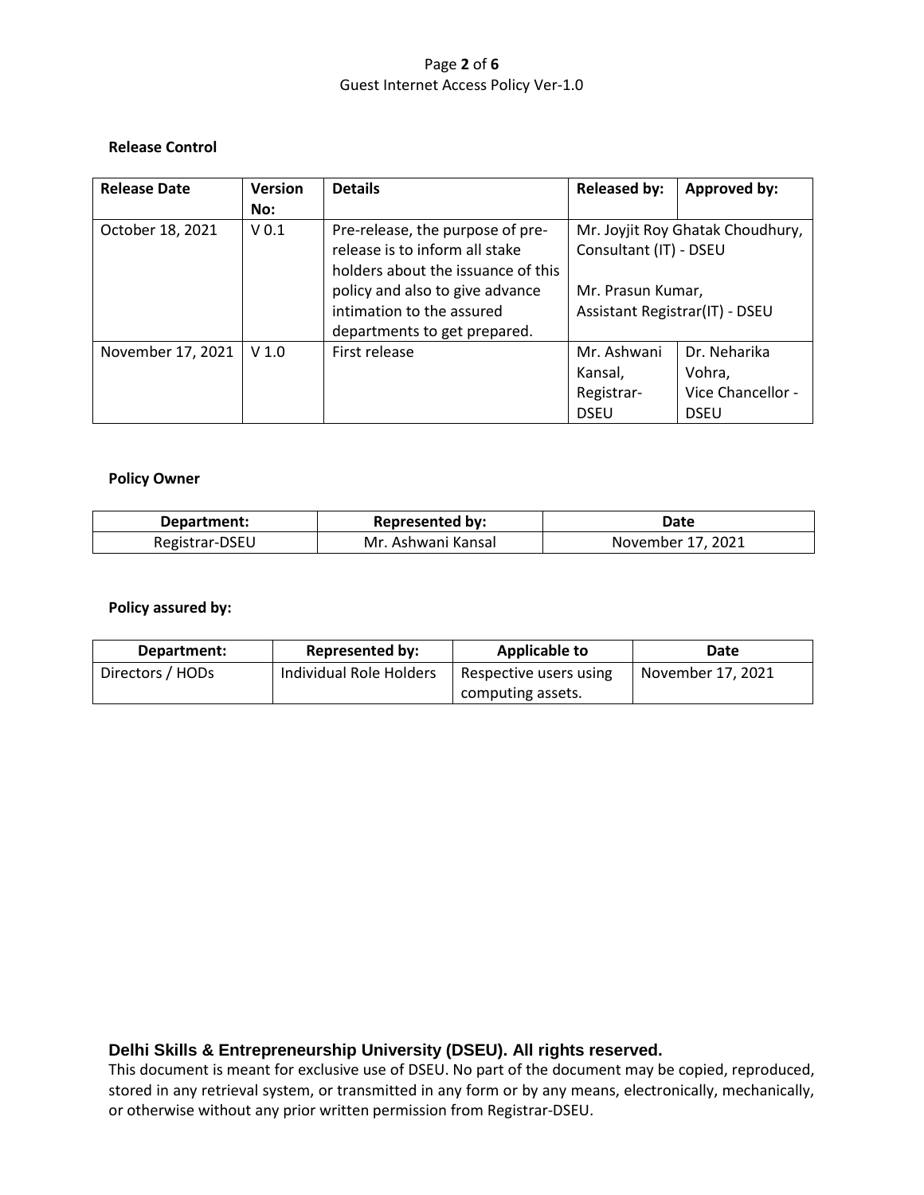**Release Control**

| Release Date | Version No: | Details | Released by: | Approved by: |
|---|---|---|---|---|
| October 18, 2021 | V 0.1 | Pre-release, the purpose of pre-release is to inform all stake holders about the issuance of this policy and also to give advance intimation to the assured departments to get prepared. | Mr. Joyjit Roy Ghatak Choudhury, Consultant (IT) - DSEU<br><br>Mr. Prasun Kumar, Assistant Registrar(IT) - DSEU | |
| November 17, 2021 | V 1.0 | First release | Mr. Ashwani Kansal, Registrar-DSEU | Dr. Neharika Vohra, Vice Chancellor - DSEU |

**Policy Owner**

| Department: | Represented by: | Date |
|---|---|---|
| Registrar-DSEU | Mr. Ashwani Kansal | November 17, 2021 |

**Policy assured by:**

| Department: | Represented by: | Applicable to | Date |
|---|---|---|---|
| Directors / HODs | Individual Role Holders | Respective users using computing assets. | November 17, 2021 |

**Delhi Skills & Entrepreneurship University (DSEU). All rights reserved.**

This document is meant for exclusive use of DSEU. No part of the document may be copied, reproduced, stored in any retrieval system, or transmitted in any form or by any means, electronically, mechanically, or otherwise without any prior written permission from Registrar-DSEU.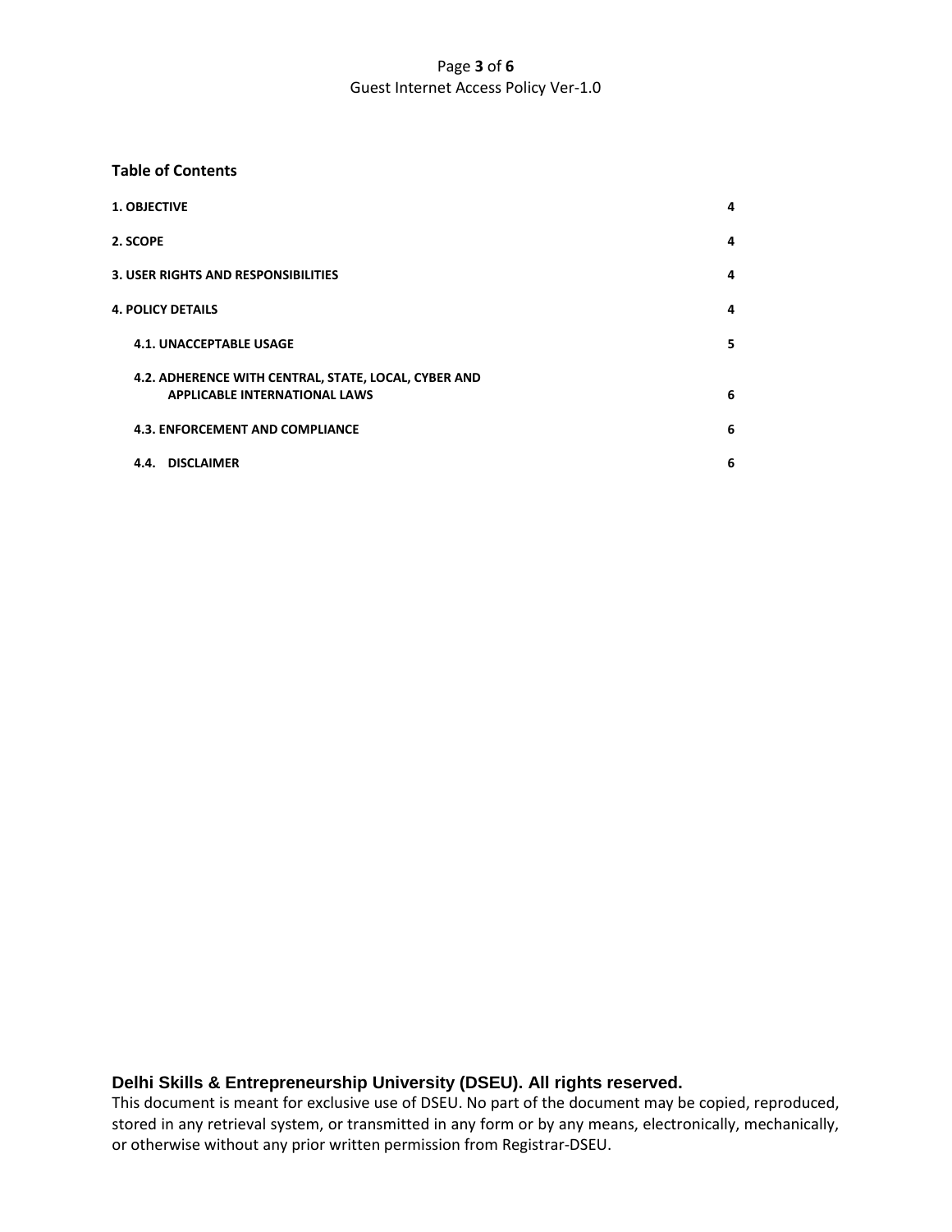**Table of Contents**

| | |
|---|---|
| **1. OBJECTIVE** | **4** |
| **2. SCOPE** | **4** |
| **3. USER RIGHTS AND RESPONSIBILITIES** | **4** |
| **4. POLICY DETAILS** | **4** |
| **4.1. UNACCEPTABLE USAGE** | **5** |
| **4.2. ADHERENCE WITH CENTRAL, STATE, LOCAL, CYBER AND APPLICABLE INTERNATIONAL LAWS** | **6** |
| **4.3. ENFORCEMENT AND COMPLIANCE** | **6** |
| **4.4. DISCLAIMER** | **6** |

**Delhi Skills & Entrepreneurship University (DSEU). All rights reserved.**

This document is meant for exclusive use of DSEU. No part of the document may be copied, reproduced, stored in any retrieval system, or transmitted in any form or by any means, electronically, mechanically, or otherwise without any prior written permission from Registrar-DSEU.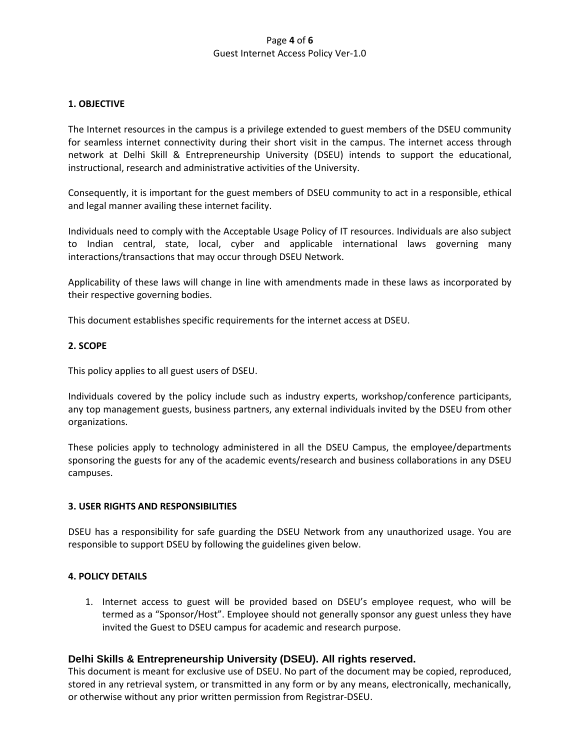## 1. OBJECTIVE

The Internet resources in the campus is a privilege extended to guest members of the DSEU community for seamless internet connectivity during their short visit in the campus. The internet access through network at Delhi Skill & Entrepreneurship University (DSEU) intends to support the educational, instructional, research and administrative activities of the University.

Consequently, it is important for the guest members of DSEU community to act in a responsible, ethical and legal manner availing these internet facility.

Individuals need to comply with the Acceptable Usage Policy of IT resources. Individuals are also subject to Indian central, state, local, cyber and applicable international laws governing many interactions/transactions that may occur through DSEU Network.

Applicability of these laws will change in line with amendments made in these laws as incorporated by their respective governing bodies.

This document establishes specific requirements for the internet access at DSEU.

## 2. SCOPE

This policy applies to all guest users of DSEU.

Individuals covered by the policy include such as industry experts, workshop/conference participants, any top management guests, business partners, any external individuals invited by the DSEU from other organizations.

These policies apply to technology administered in all the DSEU Campus, the employee/departments sponsoring the guests for any of the academic events/research and business collaborations in any DSEU campuses.

## 3. USER RIGHTS AND RESPONSIBILITIES

DSEU has a responsibility for safe guarding the DSEU Network from any unauthorized usage. You are responsible to support DSEU by following the guidelines given below.

## 4. POLICY DETAILS

1. Internet access to guest will be provided based on DSEU's employee request, who will be termed as a "Sponsor/Host". Employee should not generally sponsor any guest unless they have invited the Guest to DSEU campus for academic and research purpose.

**Delhi Skills & Entrepreneurship University (DSEU). All rights reserved.**
This document is meant for exclusive use of DSEU. No part of the document may be copied, reproduced, stored in any retrieval system, or transmitted in any form or by any means, electronically, mechanically, or otherwise without any prior written permission from Registrar-DSEU.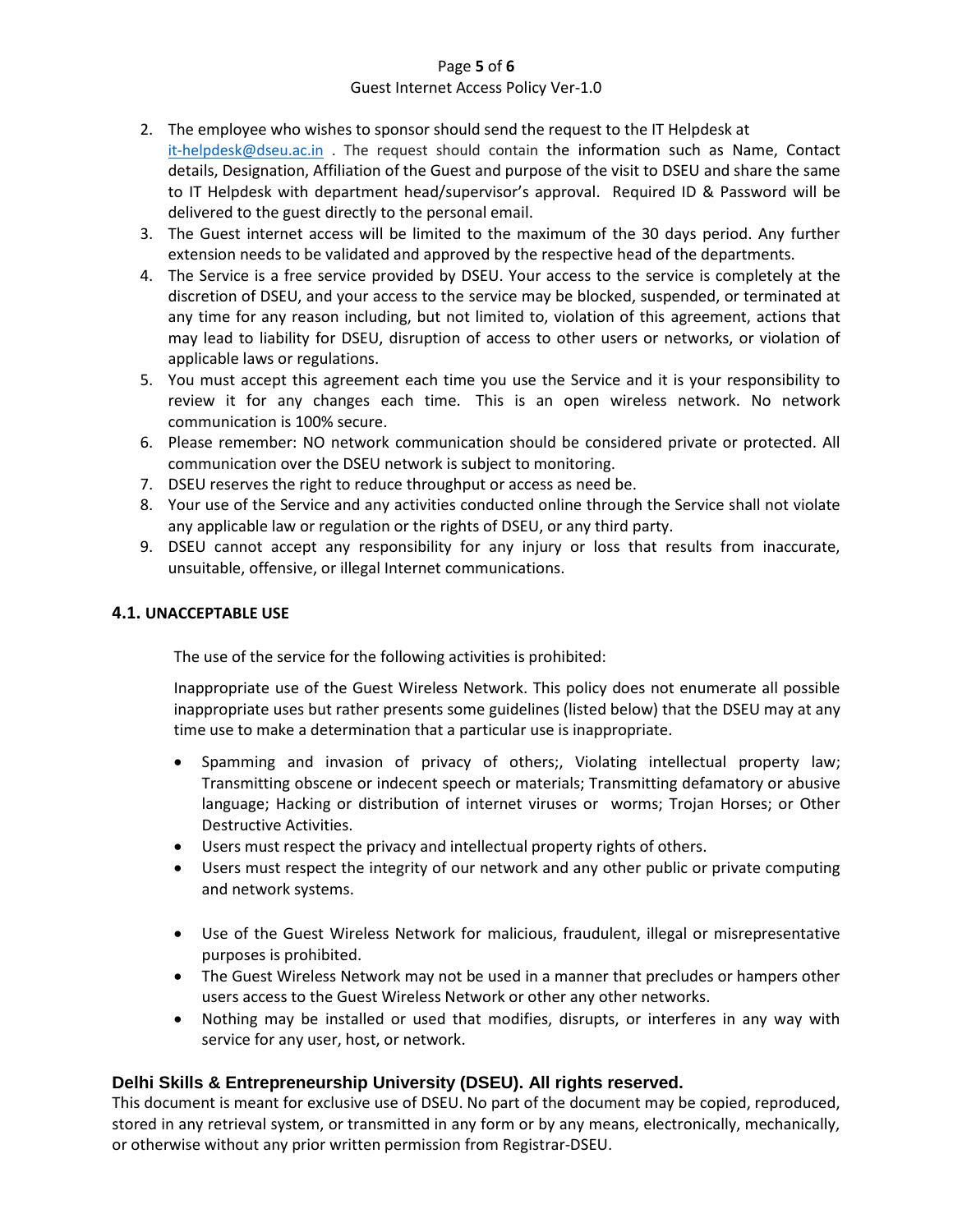2. The employee who wishes to sponsor should send the request to the IT Helpdesk at it-helpdesk@dseu.ac.in . The request should contain the information such as Name, Contact details, Designation, Affiliation of the Guest and purpose of the visit to DSEU and share the same to IT Helpdesk with department head/supervisor's approval. Required ID & Password will be delivered to the guest directly to the personal email.
3. The Guest internet access will be limited to the maximum of the 30 days period. Any further extension needs to be validated and approved by the respective head of the departments.
4. The Service is a free service provided by DSEU. Your access to the service is completely at the discretion of DSEU, and your access to the service may be blocked, suspended, or terminated at any time for any reason including, but not limited to, violation of this agreement, actions that may lead to liability for DSEU, disruption of access to other users or networks, or violation of applicable laws or regulations.
5. You must accept this agreement each time you use the Service and it is your responsibility to review it for any changes each time. This is an open wireless network. No network communication is 100% secure.
6. Please remember: NO network communication should be considered private or protected. All communication over the DSEU network is subject to monitoring.
7. DSEU reserves the right to reduce throughput or access as need be.
8. Your use of the Service and any activities conducted online through the Service shall not violate any applicable law or regulation or the rights of DSEU, or any third party.
9. DSEU cannot accept any responsibility for any injury or loss that results from inaccurate, unsuitable, offensive, or illegal Internet communications.

### 4.1. UNACCEPTABLE USE

The use of the service for the following activities is prohibited:

Inappropriate use of the Guest Wireless Network. This policy does not enumerate all possible inappropriate uses but rather presents some guidelines (listed below) that the DSEU may at any time use to make a determination that a particular use is inappropriate.

- Spamming and invasion of privacy of others;, Violating intellectual property law; Transmitting obscene or indecent speech or materials; Transmitting defamatory or abusive language; Hacking or distribution of internet viruses or worms; Trojan Horses; or Other Destructive Activities.
- Users must respect the privacy and intellectual property rights of others.
- Users must respect the integrity of our network and any other public or private computing and network systems.
- Use of the Guest Wireless Network for malicious, fraudulent, illegal or misrepresentative purposes is prohibited.
- The Guest Wireless Network may not be used in a manner that precludes or hampers other users access to the Guest Wireless Network or other any other networks.
- Nothing may be installed or used that modifies, disrupts, or interferes in any way with service for any user, host, or network.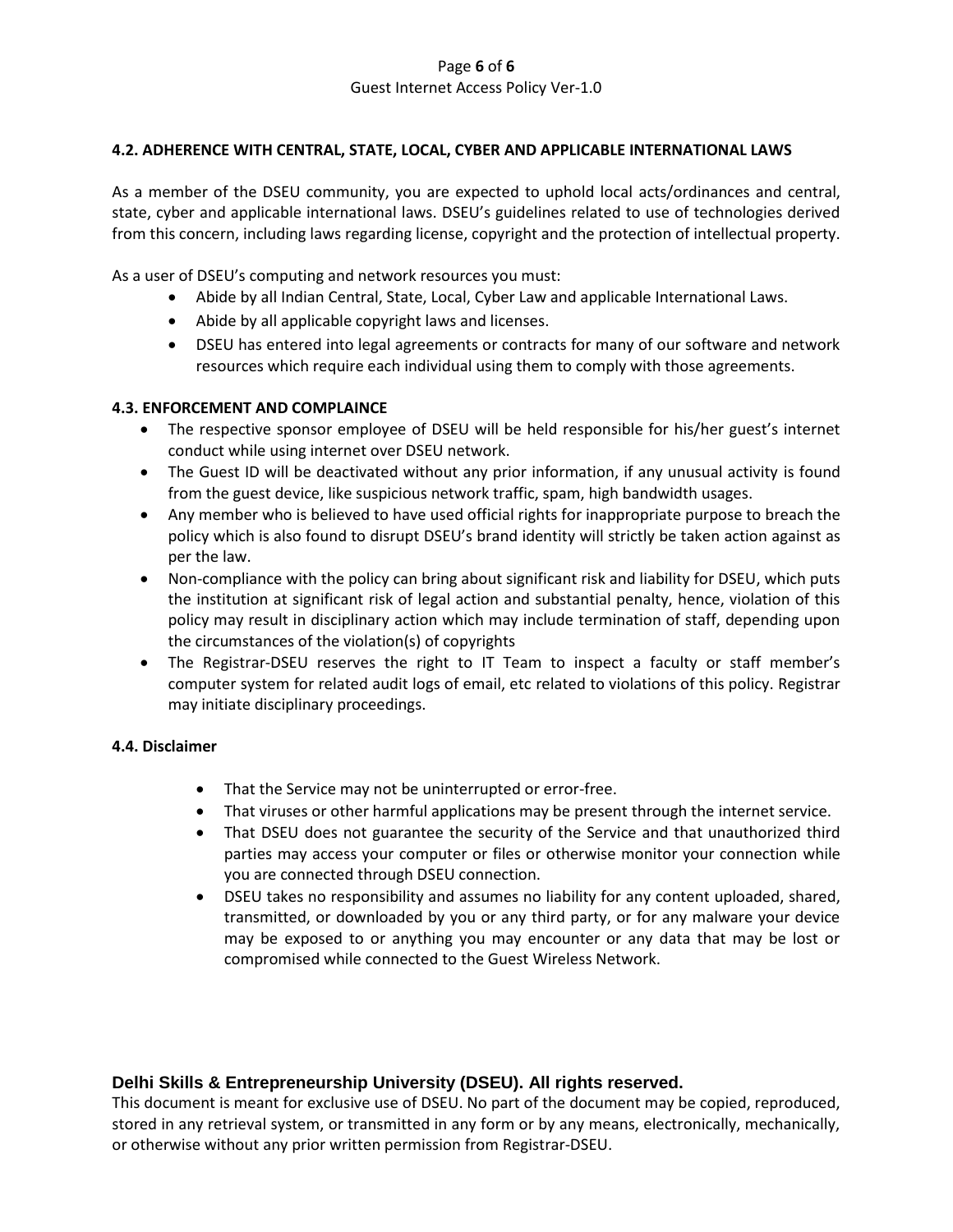### 4.2. ADHERENCE WITH CENTRAL, STATE, LOCAL, CYBER AND APPLICABLE INTERNATIONAL LAWS

As a member of the DSEU community, you are expected to uphold local acts/ordinances and central, state, cyber and applicable international laws. DSEU's guidelines related to use of technologies derived from this concern, including laws regarding license, copyright and the protection of intellectual property.

As a user of DSEU's computing and network resources you must:

- Abide by all Indian Central, State, Local, Cyber Law and applicable International Laws.
- Abide by all applicable copyright laws and licenses.
- DSEU has entered into legal agreements or contracts for many of our software and network resources which require each individual using them to comply with those agreements.

### 4.3. ENFORCEMENT AND COMPLAINCE

- The respective sponsor employee of DSEU will be held responsible for his/her guest's internet conduct while using internet over DSEU network.
- The Guest ID will be deactivated without any prior information, if any unusual activity is found from the guest device, like suspicious network traffic, spam, high bandwidth usages.
- Any member who is believed to have used official rights for inappropriate purpose to breach the policy which is also found to disrupt DSEU's brand identity will strictly be taken action against as per the law.
- Non-compliance with the policy can bring about significant risk and liability for DSEU, which puts the institution at significant risk of legal action and substantial penalty, hence, violation of this policy may result in disciplinary action which may include termination of staff, depending upon the circumstances of the violation(s) of copyrights
- The Registrar-DSEU reserves the right to IT Team to inspect a faculty or staff member's computer system for related audit logs of email, etc related to violations of this policy. Registrar may initiate disciplinary proceedings.

### 4.4. Disclaimer

- That the Service may not be uninterrupted or error-free.
- That viruses or other harmful applications may be present through the internet service.
- That DSEU does not guarantee the security of the Service and that unauthorized third parties may access your computer or files or otherwise monitor your connection while you are connected through DSEU connection.
- DSEU takes no responsibility and assumes no liability for any content uploaded, shared, transmitted, or downloaded by you or any third party, or for any malware your device may be exposed to or anything you may encounter or any data that may be lost or compromised while connected to the Guest Wireless Network.

**Delhi Skills & Entrepreneurship University (DSEU). All rights reserved.**

This document is meant for exclusive use of DSEU. No part of the document may be copied, reproduced, stored in any retrieval system, or transmitted in any form or by any means, electronically, mechanically, or otherwise without any prior written permission from Registrar-DSEU.